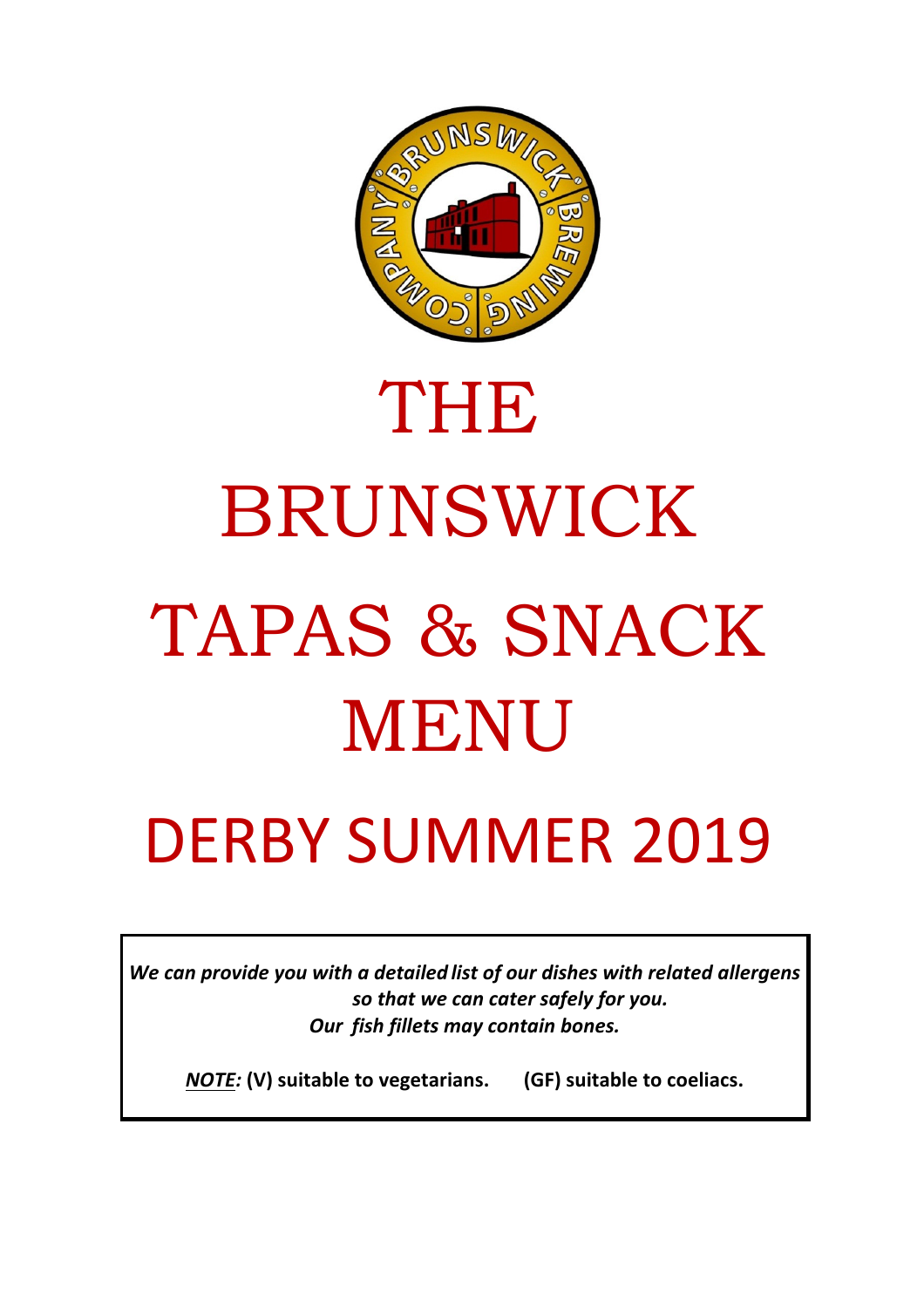# THE BRUNSWICK TAPAS & SNACK MENU

## DERBY SUMMER 2019

***We can provide you with a detailed list of our dishes with related allergens so that we can cater safely for you.***
***Our fish fillets may contain bones.***

***NOTE:*** **(V) suitable to vegetarians.** **(GF) suitable to coeliacs.**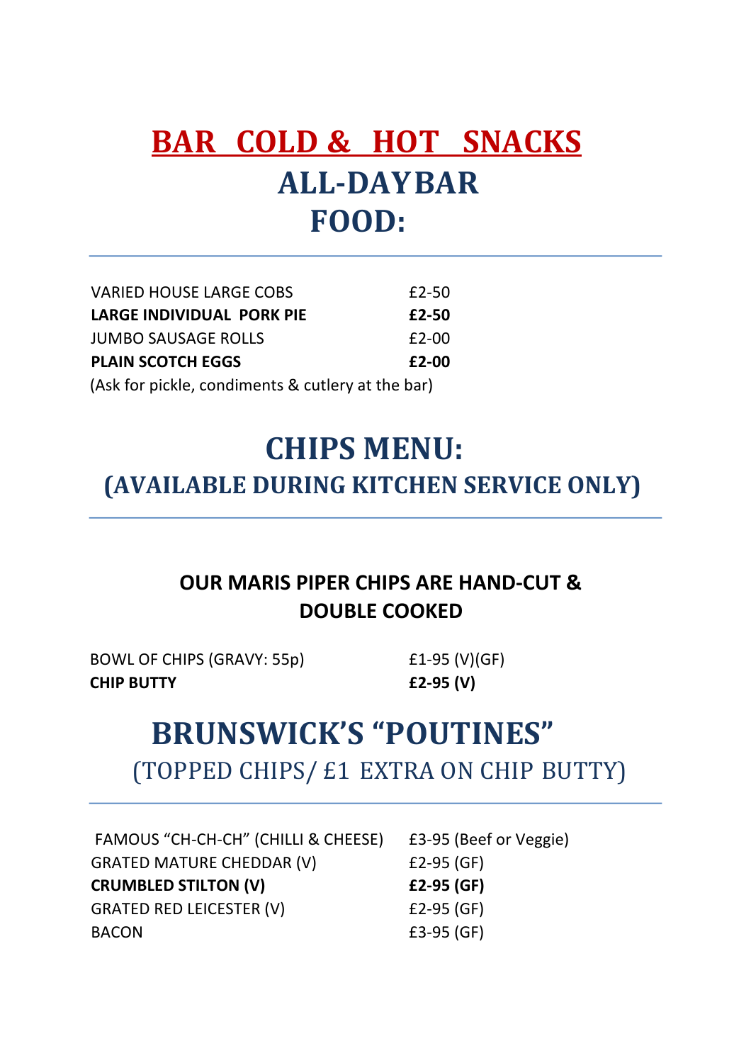# BAR COLD & HOT SNACKS

## ALL-DAYBAR FOOD:

| | |
|---|---|
| VARIED HOUSE LARGE COBS | £2-50 |
| **LARGE INDIVIDUAL PORK PIE** | **£2-50** |
| JUMBO SAUSAGE ROLLS | £2-00 |
| **PLAIN SCOTCH EGGS** | **£2-00** |

(Ask for pickle, condiments & cutlery at the bar)

## CHIPS MENU:

## (AVAILABLE DURING KITCHEN SERVICE ONLY)

**OUR MARIS PIPER CHIPS ARE HAND-CUT & DOUBLE COOKED**

| | |
|---|---|
| BOWL OF CHIPS (GRAVY: 55p) | £1-95 (V)(GF) |
| **CHIP BUTTY** | **£2-95 (V)** |

## BRUNSWICK'S "POUTINES"

(TOPPED CHIPS/ £1 EXTRA ON CHIP BUTTY)

| | |
|---|---|
| FAMOUS "CH-CH-CH" (CHILLI & CHEESE) | £3-95 (Beef or Veggie) |
| GRATED MATURE CHEDDAR (V) | £2-95 (GF) |
| **CRUMBLED STILTON (V)** | **£2-95 (GF)** |
| GRATED RED LEICESTER (V) | £2-95 (GF) |
| BACON | £3-95 (GF) |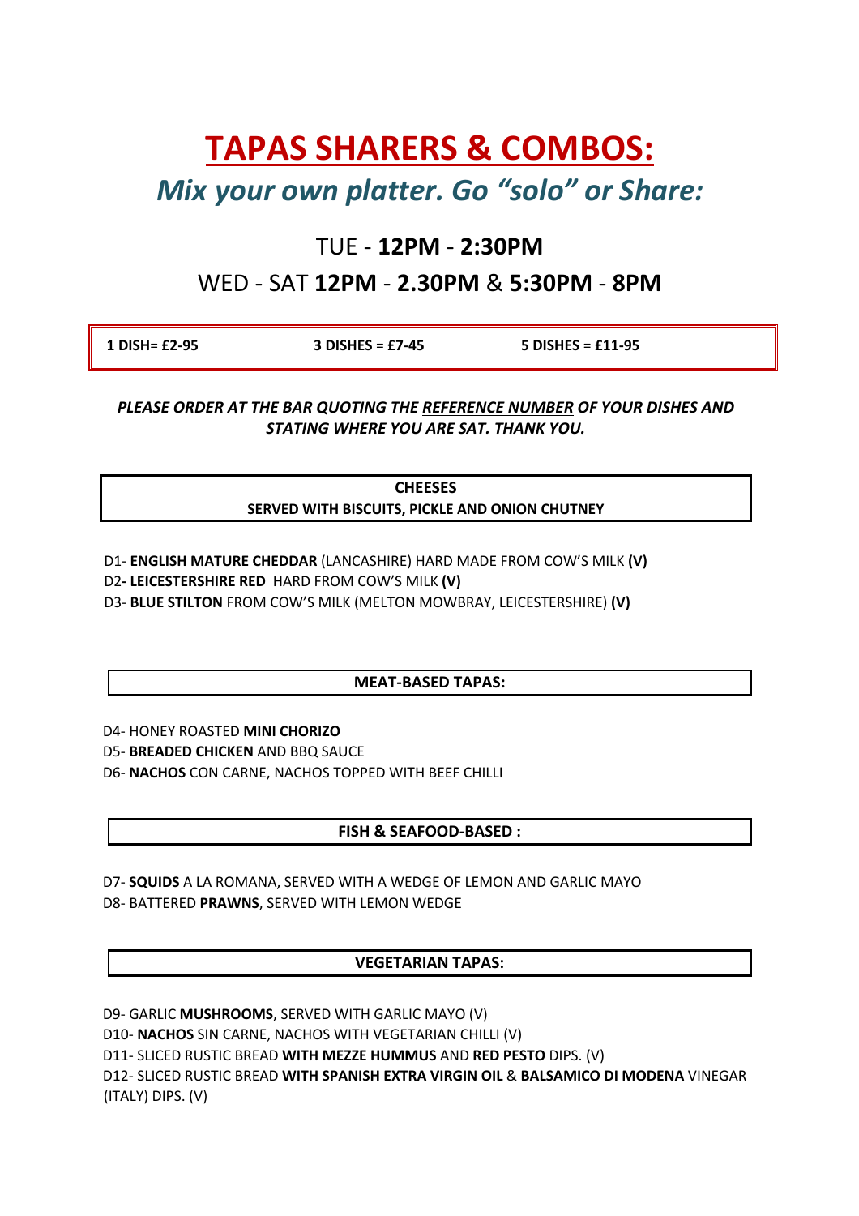# TAPAS SHARERS & COMBOS:

## *Mix your own platter. Go "solo" or Share:*

TUE - **12PM** - **2:30PM**

WED - SAT **12PM** - **2.30PM** & **5:30PM** - **8PM**

| **1 DISH= £2-95** | **3 DISHES = £7-45** | **5 DISHES = £11-95** |
|---|---|---|

***PLEASE ORDER AT THE BAR QUOTING THE REFERENCE NUMBER OF YOUR DISHES AND STATING WHERE YOU ARE SAT. THANK YOU.***

### CHEESES
**SERVED WITH BISCUITS, PICKLE AND ONION CHUTNEY**

D1- **ENGLISH MATURE CHEDDAR** (LANCASHIRE) HARD MADE FROM COW'S MILK **(V)**
D2**- LEICESTERSHIRE RED** HARD FROM COW'S MILK **(V)**
D3- **BLUE STILTON** FROM COW'S MILK (MELTON MOWBRAY, LEICESTERSHIRE) **(V)**

### MEAT-BASED TAPAS:

D4- HONEY ROASTED **MINI CHORIZO**
D5- **BREADED CHICKEN** AND BBQ SAUCE
D6- **NACHOS** CON CARNE, NACHOS TOPPED WITH BEEF CHILLI

### FISH & SEAFOOD-BASED :

D7- **SQUIDS** A LA ROMANA, SERVED WITH A WEDGE OF LEMON AND GARLIC MAYO
D8- BATTERED **PRAWNS**, SERVED WITH LEMON WEDGE

### VEGETARIAN TAPAS:

D9- GARLIC **MUSHROOMS**, SERVED WITH GARLIC MAYO (V)
D10- **NACHOS** SIN CARNE, NACHOS WITH VEGETARIAN CHILLI (V)
D11- SLICED RUSTIC BREAD **WITH MEZZE HUMMUS** AND **RED PESTO** DIPS. (V)
D12- SLICED RUSTIC BREAD **WITH SPANISH EXTRA VIRGIN OIL** & **BALSAMICO DI MODENA** VINEGAR (ITALY) DIPS. (V)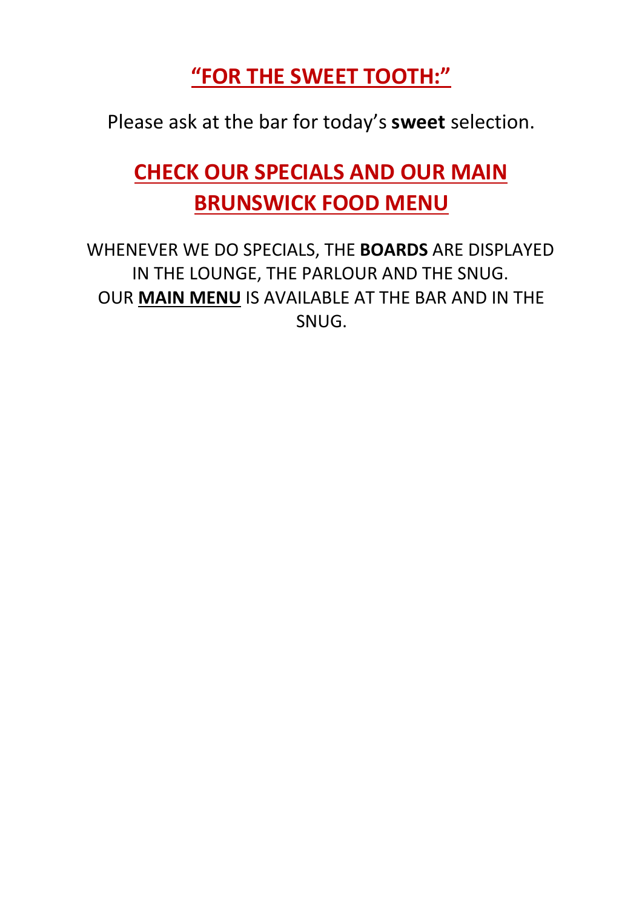## **"FOR THE SWEET TOOTH:"**

Please ask at the bar for today's **sweet** selection.

## **CHECK OUR SPECIALS AND OUR MAIN BRUNSWICK FOOD MENU**

WHENEVER WE DO SPECIALS, THE **BOARDS** ARE DISPLAYED IN THE LOUNGE, THE PARLOUR AND THE SNUG.
OUR **MAIN MENU** IS AVAILABLE AT THE BAR AND IN THE SNUG.